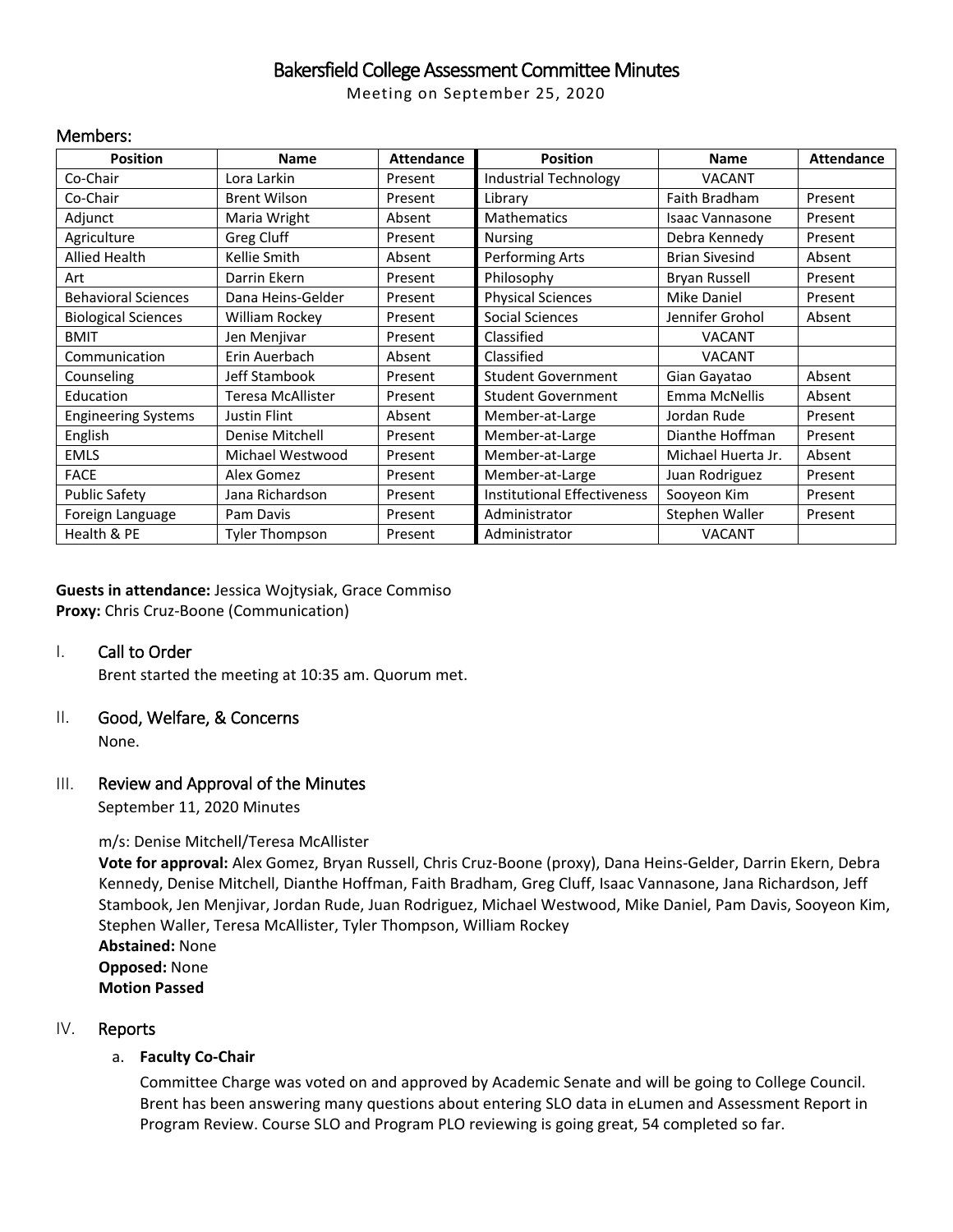# Bakersfield College Assessment Committee Minutes

Meeting on September 25, 2020

## Members:

| Position | Name | Attendance | Position | Name | Attendance |
|---|---|---|---|---|---|
| Co-Chair | Lora Larkin | Present | Industrial Technology | VACANT | |
| Co-Chair | Brent Wilson | Present | Library | Faith Bradham | Present |
| Adjunct | Maria Wright | Absent | Mathematics | Isaac Vannasone | Present |
| Agriculture | Greg Cluff | Present | Nursing | Debra Kennedy | Present |
| Allied Health | Kellie Smith | Absent | Performing Arts | Brian Sivesind | Absent |
| Art | Darrin Ekern | Present | Philosophy | Bryan Russell | Present |
| Behavioral Sciences | Dana Heins-Gelder | Present | Physical Sciences | Mike Daniel | Present |
| Biological Sciences | William Rockey | Present | Social Sciences | Jennifer Grohol | Absent |
| BMIT | Jen Menjivar | Present | Classified | VACANT | |
| Communication | Erin Auerbach | Absent | Classified | VACANT | |
| Counseling | Jeff Stambook | Present | Student Government | Gian Gayatao | Absent |
| Education | Teresa McAllister | Present | Student Government | Emma McNellis | Absent |
| Engineering Systems | Justin Flint | Absent | Member-at-Large | Jordan Rude | Present |
| English | Denise Mitchell | Present | Member-at-Large | Dianthe Hoffman | Present |
| EMLS | Michael Westwood | Present | Member-at-Large | Michael Huerta Jr. | Absent |
| FACE | Alex Gomez | Present | Member-at-Large | Juan Rodriguez | Present |
| Public Safety | Jana Richardson | Present | Institutional Effectiveness | Sooyeon Kim | Present |
| Foreign Language | Pam Davis | Present | Administrator | Stephen Waller | Present |
| Health & PE | Tyler Thompson | Present | Administrator | VACANT | |

**Guests in attendance:** Jessica Wojtysiak, Grace Commiso
**Proxy:** Chris Cruz-Boone (Communication)

## I. Call to Order

Brent started the meeting at 10:35 am. Quorum met.

## II. Good, Welfare, & Concerns

None.

## III. Review and Approval of the Minutes

September 11, 2020 Minutes

m/s: Denise Mitchell/Teresa McAllister

**Vote for approval:** Alex Gomez, Bryan Russell, Chris Cruz-Boone (proxy), Dana Heins-Gelder, Darrin Ekern, Debra Kennedy, Denise Mitchell, Dianthe Hoffman, Faith Bradham, Greg Cluff, Isaac Vannasone, Jana Richardson, Jeff Stambook, Jen Menjivar, Jordan Rude, Juan Rodriguez, Michael Westwood, Mike Daniel, Pam Davis, Sooyeon Kim, Stephen Waller, Teresa McAllister, Tyler Thompson, William Rockey

**Abstained:** None

**Opposed:** None

**Motion Passed**

## IV. Reports

### a. Faculty Co-Chair

Committee Charge was voted on and approved by Academic Senate and will be going to College Council. Brent has been answering many questions about entering SLO data in eLumen and Assessment Report in Program Review. Course SLO and Program PLO reviewing is going great, 54 completed so far.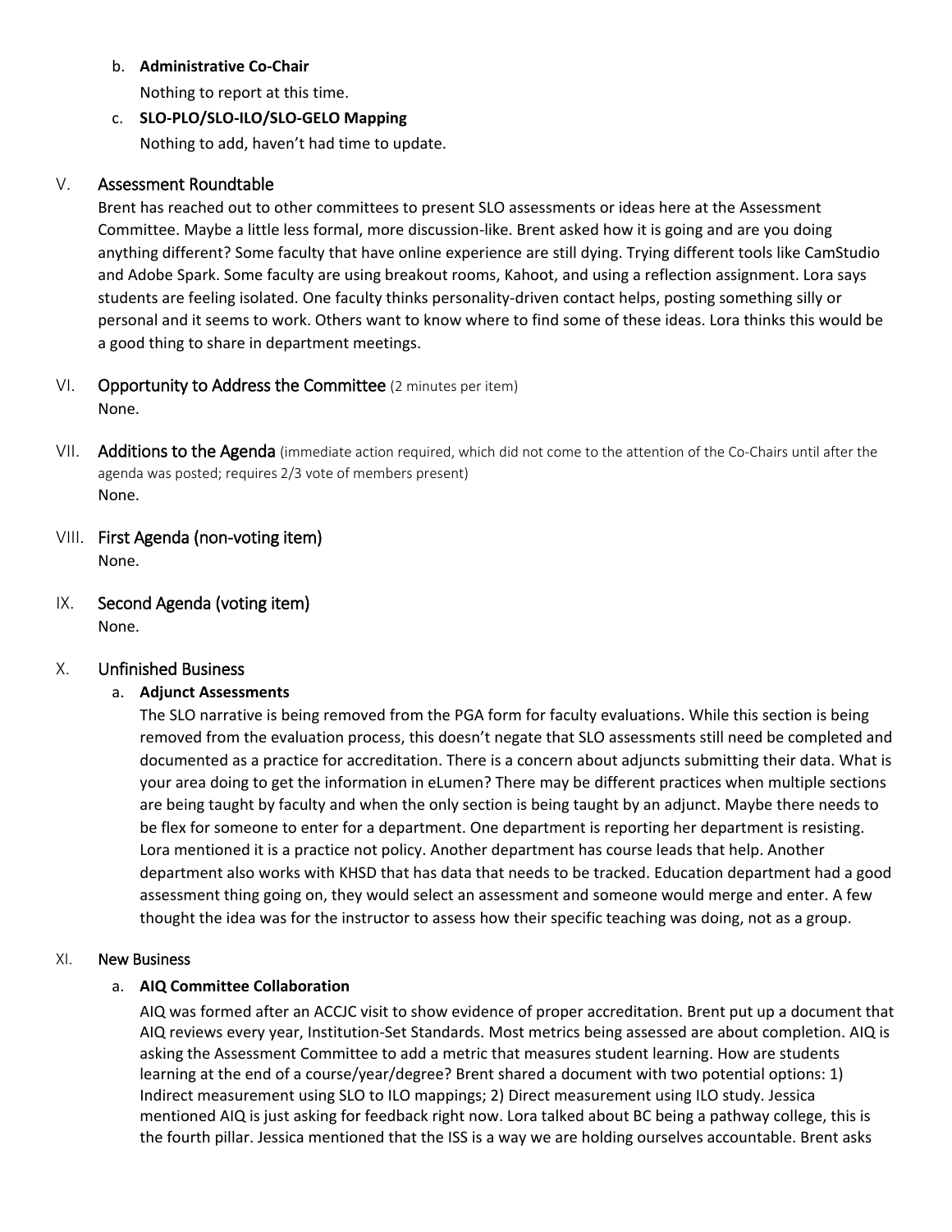b. **Administrative Co-Chair**

Nothing to report at this time.

c. **SLO-PLO/SLO-ILO/SLO-GELO Mapping**

Nothing to add, haven't had time to update.

## V. Assessment Roundtable

Brent has reached out to other committees to present SLO assessments or ideas here at the Assessment Committee. Maybe a little less formal, more discussion-like. Brent asked how it is going and are you doing anything different? Some faculty that have online experience are still dying. Trying different tools like CamStudio and Adobe Spark. Some faculty are using breakout rooms, Kahoot, and using a reflection assignment. Lora says students are feeling isolated. One faculty thinks personality-driven contact helps, posting something silly or personal and it seems to work. Others want to know where to find some of these ideas. Lora thinks this would be a good thing to share in department meetings.

## VI. Opportunity to Address the Committee (2 minutes per item)

None.

## VII. Additions to the Agenda (immediate action required, which did not come to the attention of the Co-Chairs until after the agenda was posted; requires 2/3 vote of members present)

None.

## VIII. First Agenda (non-voting item)

None.

## IX. Second Agenda (voting item)

None.

## X. Unfinished Business

a. **Adjunct Assessments**

The SLO narrative is being removed from the PGA form for faculty evaluations. While this section is being removed from the evaluation process, this doesn't negate that SLO assessments still need be completed and documented as a practice for accreditation. There is a concern about adjuncts submitting their data. What is your area doing to get the information in eLumen? There may be different practices when multiple sections are being taught by faculty and when the only section is being taught by an adjunct. Maybe there needs to be flex for someone to enter for a department. One department is reporting her department is resisting. Lora mentioned it is a practice not policy. Another department has course leads that help. Another department also works with KHSD that has data that needs to be tracked. Education department had a good assessment thing going on, they would select an assessment and someone would merge and enter. A few thought the idea was for the instructor to assess how their specific teaching was doing, not as a group.

## XI. New Business

a. **AIQ Committee Collaboration**

AIQ was formed after an ACCJC visit to show evidence of proper accreditation. Brent put up a document that AIQ reviews every year, Institution-Set Standards. Most metrics being assessed are about completion. AIQ is asking the Assessment Committee to add a metric that measures student learning. How are students learning at the end of a course/year/degree? Brent shared a document with two potential options: 1) Indirect measurement using SLO to ILO mappings; 2) Direct measurement using ILO study. Jessica mentioned AIQ is just asking for feedback right now. Lora talked about BC being a pathway college, this is the fourth pillar. Jessica mentioned that the ISS is a way we are holding ourselves accountable. Brent asks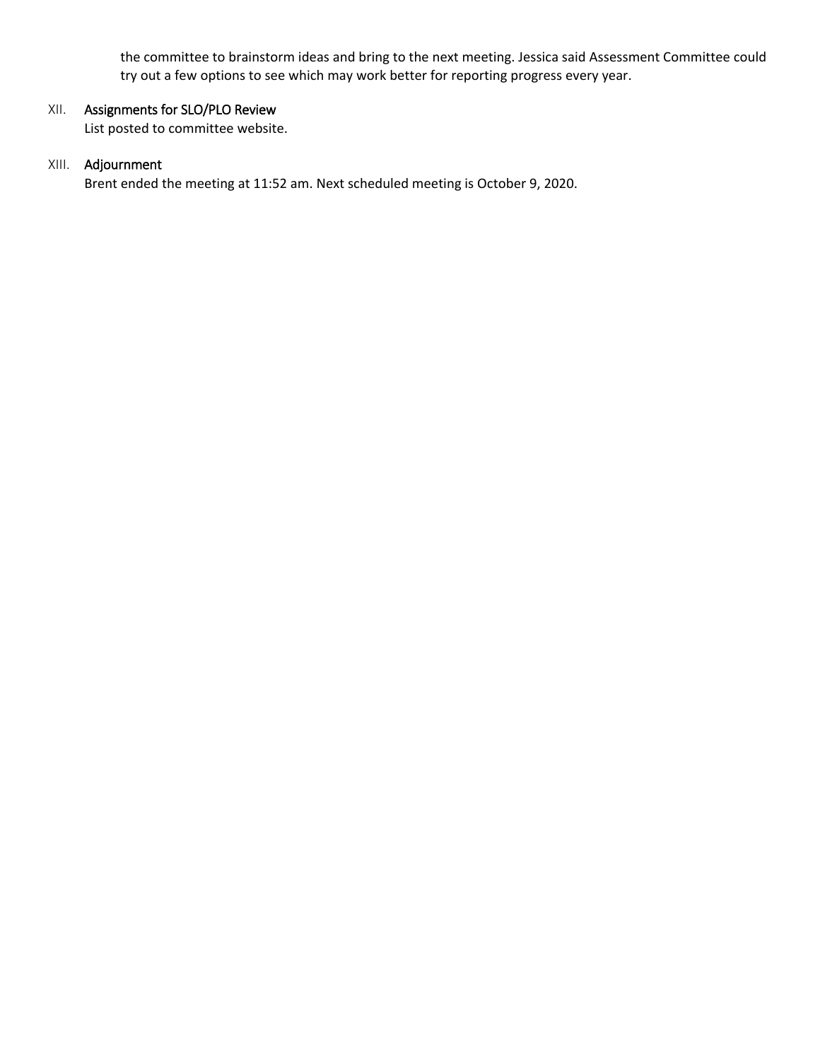the committee to brainstorm ideas and bring to the next meeting. Jessica said Assessment Committee could try out a few options to see which may work better for reporting progress every year.

XII. **Assignments for SLO/PLO Review**

List posted to committee website.

XIII. **Adjournment**

Brent ended the meeting at 11:52 am. Next scheduled meeting is October 9, 2020.